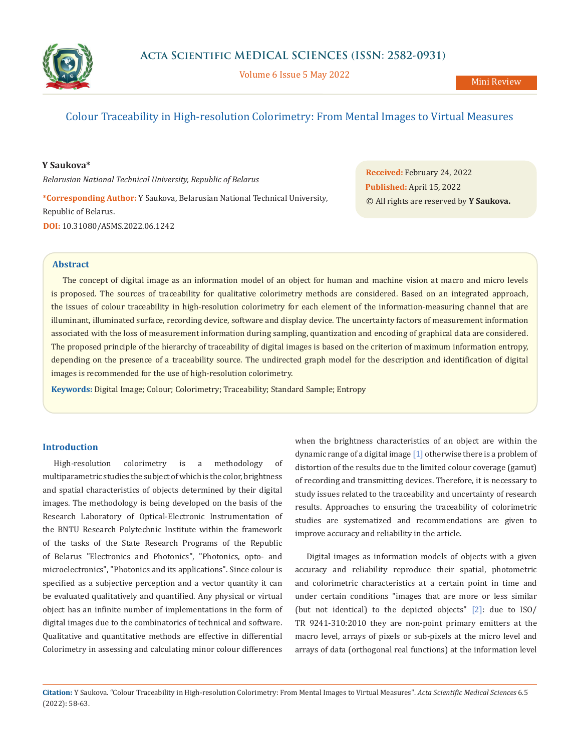# Colour Traceability in High-resolution Colorimetry: From Mental Images to Virtual Measures

**Y Saukova***

*Belarusian National Technical University, Republic of Belarus*

***Corresponding Author:** Y Saukova, Belarusian National Technical University, Republic of Belarus.

**DOI:** 10.31080/ASMS.2022.06.1242

**Received:** February 24, 2022
**Published:** April 15, 2022
© All rights are reserved by **Y Saukova.**

## Abstract

The concept of digital image as an information model of an object for human and machine vision at macro and micro levels is proposed. The sources of traceability for qualitative colorimetry methods are considered. Based on an integrated approach, the issues of colour traceability in high-resolution colorimetry for each element of the information-measuring channel that are illuminant, illuminated surface, recording device, software and display device. The uncertainty factors of measurement information associated with the loss of measurement information during sampling, quantization and encoding of graphical data are considered. The proposed principle of the hierarchy of traceability of digital images is based on the criterion of maximum information entropy, depending on the presence of a traceability source. The undirected graph model for the description and identification of digital images is recommended for the use of high-resolution colorimetry.

**Keywords:** Digital Image; Colour; Colorimetry; Traceability; Standard Sample; Entropy

## Introduction

High-resolution colorimetry is a methodology of multiparametric studies the subject of which is the color, brightness and spatial characteristics of objects determined by their digital images. The methodology is being developed on the basis of the Research Laboratory of Optical-Electronic Instrumentation of the BNTU Research Polytechnic Institute within the framework of the tasks of the State Research Programs of the Republic of Belarus "Electronics and Photonics", "Photonics, opto- and microelectronics", "Photonics and its applications". Since colour is specified as a subjective perception and a vector quantity it can be evaluated qualitatively and quantified. Any physical or virtual object has an infinite number of implementations in the form of digital images due to the combinatorics of technical and software. Qualitative and quantitative methods are effective in differential Colorimetry in assessing and calculating minor colour differences when the brightness characteristics of an object are within the dynamic range of a digital image [1] otherwise there is a problem of distortion of the results due to the limited colour coverage (gamut) of recording and transmitting devices. Therefore, it is necessary to study issues related to the traceability and uncertainty of research results. Approaches to ensuring the traceability of colorimetric studies are systematized and recommendations are given to improve accuracy and reliability in the article.

Digital images as information models of objects with a given accuracy and reliability reproduce their spatial, photometric and colorimetric characteristics at a certain point in time and under certain conditions "images that are more or less similar (but not identical) to the depicted objects" [2]: due to ISO/TR 9241-310:2010 they are non-point primary emitters at the macro level, arrays of pixels or sub-pixels at the micro level and arrays of data (orthogonal real functions) at the information level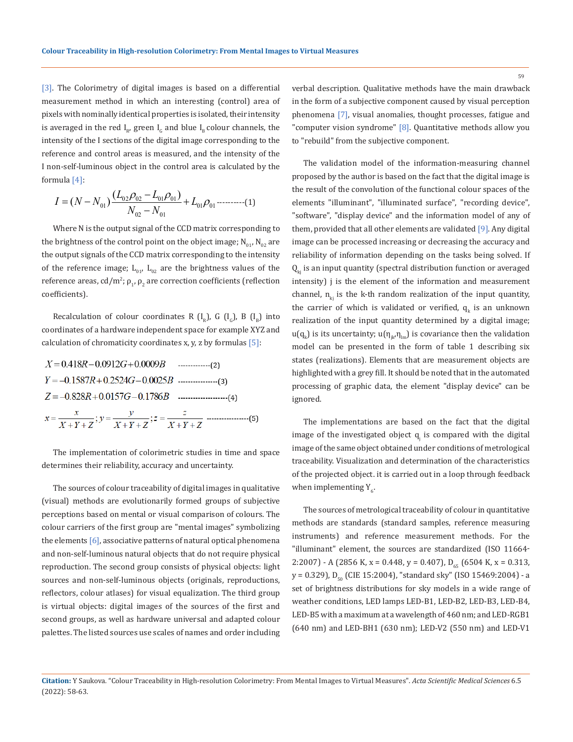[3]. The Colorimetry of digital images is based on a differential measurement method in which an interesting (control) area of pixels with nominally identical properties is isolated, their intensity is averaged in the red $I_R$, green $I_G$ and blue $I_B$ colour channels, the intensity of the I sections of the digital image corresponding to the reference and control areas is measured, and the intensity of the I non-self-luminous object in the control area is calculated by the formula [4]:

$$I = (N - N_{01}) \frac{(L_{02}\rho_{02} - L_{01}\rho_{01})}{N_{02} - N_{01}} + L_{01}\rho_{01} \quad (1)$$

Where N is the output signal of the CCD matrix corresponding to the brightness of the control point on the object image; $N_{01}$, $N_{02}$ are the output signals of the CCD matrix corresponding to the intensity of the reference image; $L_{01}$, $L_{02}$ are the brightness values of the reference areas, cd/m$^2$; $\rho_1$, $\rho_2$ are correction coefficients (reflection coefficients).

Recalculation of colour coordinates R ($I_R$), G ($I_G$), B ($I_B$) into coordinates of a hardware independent space for example XYZ and calculation of chromaticity coordinates x, y, z by formulas [5]:

$$X = 0.418R - 0.0912G + 0.0009B \quad (2)$$

$$Y = -0.1587R + 0.2524G - 0.0025B \quad (3)$$

$$Z = -0.828R + 0.0157G - 0.1786B \quad (4)$$

$$x = \frac{x}{X+Y+Z}; y = \frac{y}{X+Y+Z}; z = \frac{z}{X+Y+Z} \quad (5)$$

The implementation of colorimetric studies in time and space determines their reliability, accuracy and uncertainty.

The sources of colour traceability of digital images in qualitative (visual) methods are evolutionarily formed groups of subjective perceptions based on mental or visual comparison of colours. The colour carriers of the first group are "mental images" symbolizing the elements [6], associative patterns of natural optical phenomena and non-self-luminous natural objects that do not require physical reproduction. The second group consists of physical objects: light sources and non-self-luminous objects (originals, reproductions, reflectors, colour atlases) for visual equalization. The third group is virtual objects: digital images of the sources of the first and second groups, as well as hardware universal and adapted colour palettes. The listed sources use scales of names and order including verbal description. Qualitative methods have the main drawback in the form of a subjective component caused by visual perception phenomena [7], visual anomalies, thought processes, fatigue and "computer vision syndrome" [8]. Quantitative methods allow you to "rebuild" from the subjective component.

The validation model of the information-measuring channel proposed by the author is based on the fact that the digital image is the result of the convolution of the functional colour spaces of the elements "illuminant", "illuminated surface", "recording device", "software", "display device" and the information model of any of them, provided that all other elements are validated [9]. Any digital image can be processed increasing or decreasing the accuracy and reliability of information depending on the tasks being solved. If $Q_{kj}$ is an input quantity (spectral distribution function or averaged intensity) j is the element of the information and measurement channel, $n_{kj}$ is the k-th random realization of the input quantity, the carrier of which is validated or verified, $q_k$ is an unknown realization of the input quantity determined by a digital image; $u(q_k)$ is its uncertainty; $u(\eta_{jk},\eta_{lm})$ is covariance then the validation model can be presented in the form of table 1 describing six states (realizations). Elements that are measurement objects are highlighted with a grey fill. It should be noted that in the automated processing of graphic data, the element "display device" can be ignored.

The implementations are based on the fact that the digital image of the investigated object $q_j$ is compared with the digital image of the same object obtained under conditions of metrological traceability. Visualization and determination of the characteristics of the projected object. it is carried out in a loop through feedback when implementing $Y_6$.

The sources of metrological traceability of colour in quantitative methods are standards (standard samples, reference measuring instruments) and reference measurement methods. For the "illuminant" element, the sources are standardized (ISO 11664-2:2007) - A (2856 K, x = 0.448, y = 0.407), $D_{65}$ (6504 K, x = 0.313, y = 0.329), $D_{50}$ (CIE 15:2004), "standard sky" (ISO 15469:2004) - a set of brightness distributions for sky models in a wide range of weather conditions, LED lamps LED-B1, LED-B2, LED-B3, LED-B4, LED-B5 with a maximum at a wavelength of 460 nm; and LED-RGB1 (640 nm) and LED-BH1 (630 nm); LED-V2 (550 nm) and LED-V1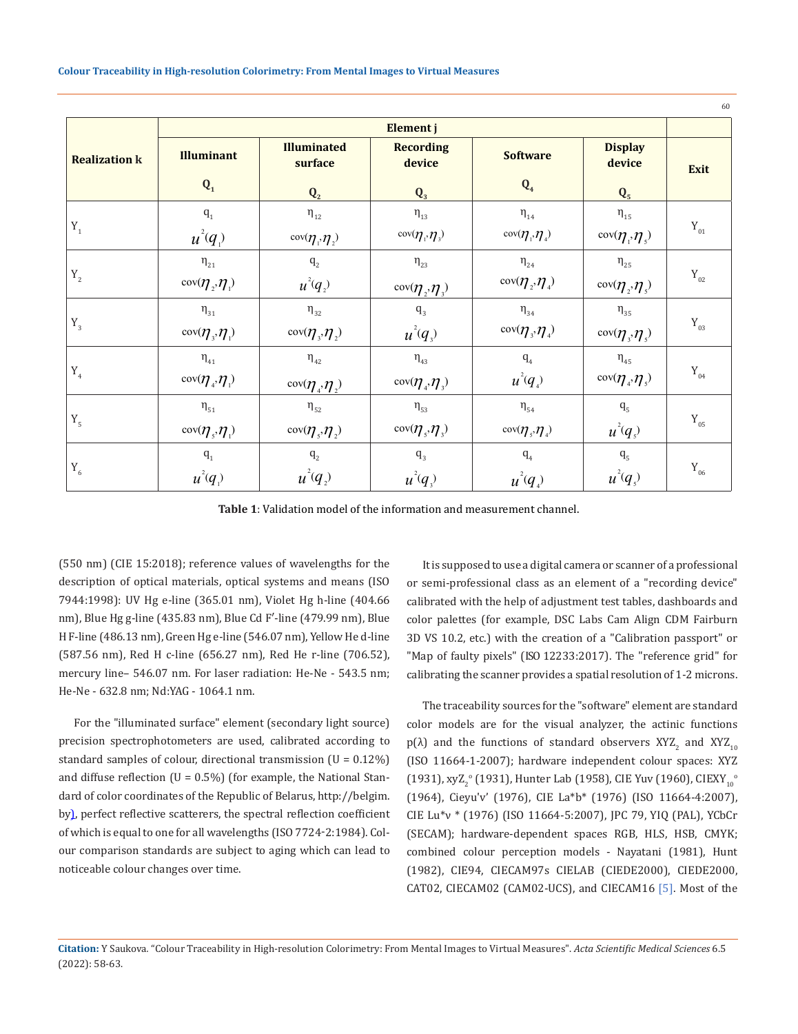| Realization k | Element j | | | | | |
|---|---|---|---|---|---|---|
| | Illuminant $Q_1$ | Illuminated surface $Q_2$ | Recording device $Q_3$ | Software $Q_4$ | Display device $Q_5$ | Exit |
| $Y_1$ | $q_1$ $u^2(q_1)$ | $\eta_{12}$ $\text{cov}(\eta_1,\eta_2)$ | $\eta_{13}$ $\text{cov}(\eta_1,\eta_3)$ | $\eta_{14}$ $\text{cov}(\eta_1,\eta_4)$ | $\eta_{15}$ $\text{cov}(\eta_1,\eta_5)$ | $Y_{01}$ |
| $Y_2$ | $\eta_{21}$ $\text{cov}(\eta_2,\eta_1)$ | $q_2$ $u^2(q_2)$ | $\eta_{23}$ $\text{cov}(\eta_2,\eta_3)$ | $\eta_{24}$ $\text{cov}(\eta_2,\eta_4)$ | $\eta_{25}$ $\text{cov}(\eta_2,\eta_5)$ | $Y_{02}$ |
| $Y_3$ | $\eta_{31}$ $\text{cov}(\eta_3,\eta_1)$ | $\eta_{32}$ $\text{cov}(\eta_3,\eta_2)$ | $q_3$ $u^2(q_3)$ | $\eta_{34}$ $\text{cov}(\eta_3,\eta_4)$ | $\eta_{35}$ $\text{cov}(\eta_3,\eta_5)$ | $Y_{03}$ |
| $Y_4$ | $\eta_{41}$ $\text{cov}(\eta_4,\eta_1)$ | $\eta_{42}$ $\text{cov}(\eta_4,\eta_2)$ | $\eta_{43}$ $\text{cov}(\eta_4,\eta_3)$ | $q_4$ $u^2(q_4)$ | $\eta_{45}$ $\text{cov}(\eta_4,\eta_5)$ | $Y_{04}$ |
| $Y_5$ | $\eta_{51}$ $\text{cov}(\eta_5,\eta_1)$ | $\eta_{52}$ $\text{cov}(\eta_5,\eta_2)$ | $\eta_{53}$ $\text{cov}(\eta_5,\eta_3)$ | $\eta_{54}$ $\text{cov}(\eta_5,\eta_4)$ | $q_5$ $u^2(q_5)$ | $Y_{05}$ |
| $Y_6$ | $q_1$ $u^2(q_1)$ | $q_2$ $u^2(q_2)$ | $q_3$ $u^2(q_3)$ | $q_4$ $u^2(q_4)$ | $q_5$ $u^2(q_5)$ | $Y_{06}$ |

**Table 1**: Validation model of the information and measurement channel.

(550 nm) (CIE 15:2018); reference values of wavelengths for the description of optical materials, optical systems and means (ISO 7944:1998): UV Hg e-line (365.01 nm), Violet Hg h-line (404.66 nm), Blue Hg g-line (435.83 nm), Blue Cd F′-line (479.99 nm), Blue H F-line (486.13 nm), Green Hg e-line (546.07 nm), Yellow He d-line (587.56 nm), Red H c-line (656.27 nm), Red He r-line (706.52), mercury line– 546.07 nm. For laser radiation: He-Ne - 543.5 nm; He-Ne - 632.8 nm; Nd:YAG - 1064.1 nm.

For the "illuminated surface" element (secondary light source) precision spectrophotometers are used, calibrated according to standard samples of colour, directional transmission (U = 0.12%) and diffuse reflection (U = 0.5%) (for example, the National Standard of color coordinates of the Republic of Belarus, http://belgim.by), perfect reflective scatterers, the spectral reflection coefficient of which is equal to one for all wavelengths (ISO 7724-2:1984). Colour comparison standards are subject to aging which can lead to noticeable colour changes over time.

It is supposed to use a digital camera or scanner of a professional or semi-professional class as an element of a "recording device" calibrated with the help of adjustment test tables, dashboards and color palettes (for example, DSC Labs Cam Align CDM Fairburn 3D VS 10.2, etc.) with the creation of a "Calibration passport" or "Map of faulty pixels" (ISO 12233:2017). The "reference grid" for calibrating the scanner provides a spatial resolution of 1-2 microns.

The traceability sources for the "software" element are standard color models are for the visual analyzer, the actinic functions p(λ) and the functions of standard observers $XYZ_2$ and $XYZ_{10}$ (ISO 11664-1-2007); hardware independent colour spaces: XYZ (1931), $xyZ_2°$ (1931), Hunter Lab (1958), CIE Yuv (1960), $CIEXY_{10}°$ (1964), Cieyu'v' (1976), CIE La*b* (1976) (ISO 11664-4:2007), CIE Lu*v * (1976) (ISO 11664-5:2007), JPC 79, YIQ (PAL), YCbCr (SECAM); hardware-dependent spaces RGB, HLS, HSB, CMYK; combined colour perception models - Nayatani (1981), Hunt (1982), CIE94, CIECAM97s CIELAB (CIEDE2000), CIEDE2000, CAT02, CIECAM02 (CAM02-UCS), and CIECAM16 [5]. Most of the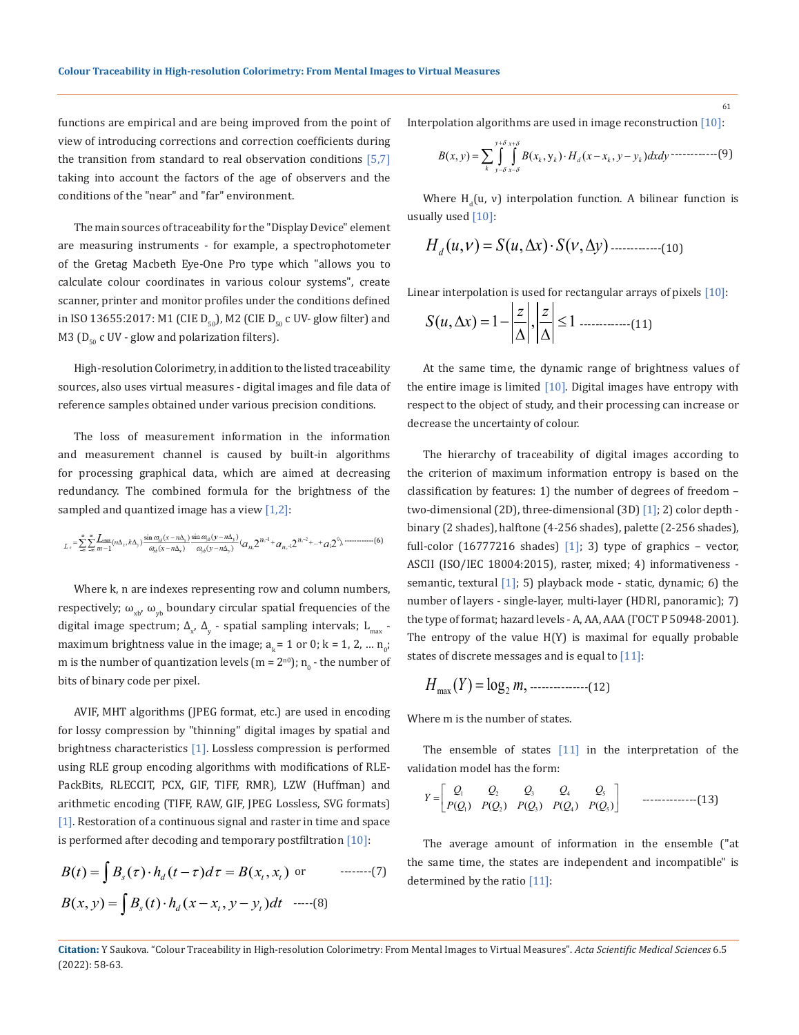functions are empirical and are being improved from the point of view of introducing corrections and correction coefficients during the transition from standard to real observation conditions [5,7] taking into account the factors of the age of observers and the conditions of the "near" and "far" environment.

The main sources of traceability for the "Display Device" element are measuring instruments - for example, a spectrophotometer of the Gretag Macbeth Eye-One Pro type which "allows you to calculate colour coordinates in various colour systems", create scanner, printer and monitor profiles under the conditions defined in ISO 13655:2017: M1 (CIE $D_{50}$), M2 (CIE $D_{50}$ c UV- glow filter) and M3 ($D_{50}$ c UV - glow and polarization filters).

High-resolution Colorimetry, in addition to the listed traceability sources, also uses virtual measures - digital images and file data of reference samples obtained under various precision conditions.

The loss of measurement information in the information and measurement channel is caused by built-in algorithms for processing graphical data, which are aimed at decreasing redundancy. The combined formula for the brightness of the sampled and quantized image has a view [1,2]:

$$L_c = \sum_{-\infty}^{\infty}\sum_{-\infty}^{\infty} \frac{L_{max}}{m-1}(n\Delta_x, k\Delta_y)\frac{\sin\omega_{xb}(x-n\Delta_x)}{\omega_{xb}(x-n\Delta_x)}\frac{\sin\omega_{yb}(y-n\Delta_y)}{\omega_{yb}(y-n\Delta_y)}(a_{n_0}2^{n_0-1}+a_{n_0-1}2^{n_0-2}+\ldots+a_1 2^0), \quad (6)$$

Where k, n are indexes representing row and column numbers, respectively; $\omega_{xb}$, $\omega_{yb}$ boundary circular spatial frequencies of the digital image spectrum; $\Delta_x$, $\Delta_y$ - spatial sampling intervals; $L_{max}$ - maximum brightness value in the image; $a_k = 1$ or 0; k = 1, 2, ... $n_0$; m is the number of quantization levels ($m = 2^{n_0}$); $n_0$ - the number of bits of binary code per pixel.

AVIF, MHT algorithms (JPEG format, etc.) are used in encoding for lossy compression by "thinning" digital images by spatial and brightness characteristics [1]. Lossless compression is performed using RLE group encoding algorithms with modifications of RLE-PackBits, RLECCIT, PCX, GIF, TIFF, RMR), LZW (Huffman) and arithmetic encoding (TIFF, RAW, GIF, JPEG Lossless, SVG formats) [1]. Restoration of a continuous signal and raster in time and space is performed after decoding and temporary postfiltration [10]:

$$B(t) = \int B_s(\tau)\cdot h_d(t-\tau)d\tau = B(x_t, x_t) \text{ or} \quad (7)$$

$$B(x,y) = \int B_s(t)\cdot h_d(x-x_t, y-y_t)dt \quad (8)$$

Interpolation algorithms are used in image reconstruction [10]:

$$B(x,y) = \sum_k \int_{y-\delta}^{y+\delta}\int_{x-\delta}^{x+\delta} B(x_k, y_k)\cdot H_d(x-x_k, y-y_k)dxdy \quad (9)$$

Where $H_d(u, v)$ interpolation function. A bilinear function is usually used [10]:

$$H_d(u,v) = S(u,\Delta x)\cdot S(v,\Delta y) \quad (10)$$

Linear interpolation is used for rectangular arrays of pixels [10]:

$$S(u,\Delta x) = 1-\left|\frac{z}{\Delta}\right|, \left|\frac{z}{\Delta}\right| \le 1 \quad (11)$$

At the same time, the dynamic range of brightness values of the entire image is limited [10]. Digital images have entropy with respect to the object of study, and their processing can increase or decrease the uncertainty of colour.

The hierarchy of traceability of digital images according to the criterion of maximum information entropy is based on the classification by features: 1) the number of degrees of freedom – two-dimensional (2D), three-dimensional (3D) [1]; 2) color depth - binary (2 shades), halftone (4-256 shades), palette (2-256 shades), full-color (16777216 shades) [1]; 3) type of graphics – vector, ASCII (ISO/IEC 18004:2015), raster, mixed; 4) informativeness - semantic, textural [1]; 5) playback mode - static, dynamic; 6) the number of layers - single-layer, multi-layer (HDRI, panoramic); 7) the type of format; hazard levels - A, AA, AAA (ГОСТ Р 50948-2001). The entropy of the value H(Y) is maximal for equally probable states of discrete messages and is equal to [11]:

$$H_{max}(Y) = \log_2 m, \quad (12)$$

Where m is the number of states.

The ensemble of states [11] in the interpretation of the validation model has the form:

$$Y = \begin{bmatrix} Q_1 & Q_2 & Q_3 & Q_4 & Q_5 \\ P(Q_1) & P(Q_2) & P(Q_3) & P(Q_4) & P(Q_5) \end{bmatrix} \quad (13)$$

The average amount of information in the ensemble ("at the same time, the states are independent and incompatible" is determined by the ratio [11]: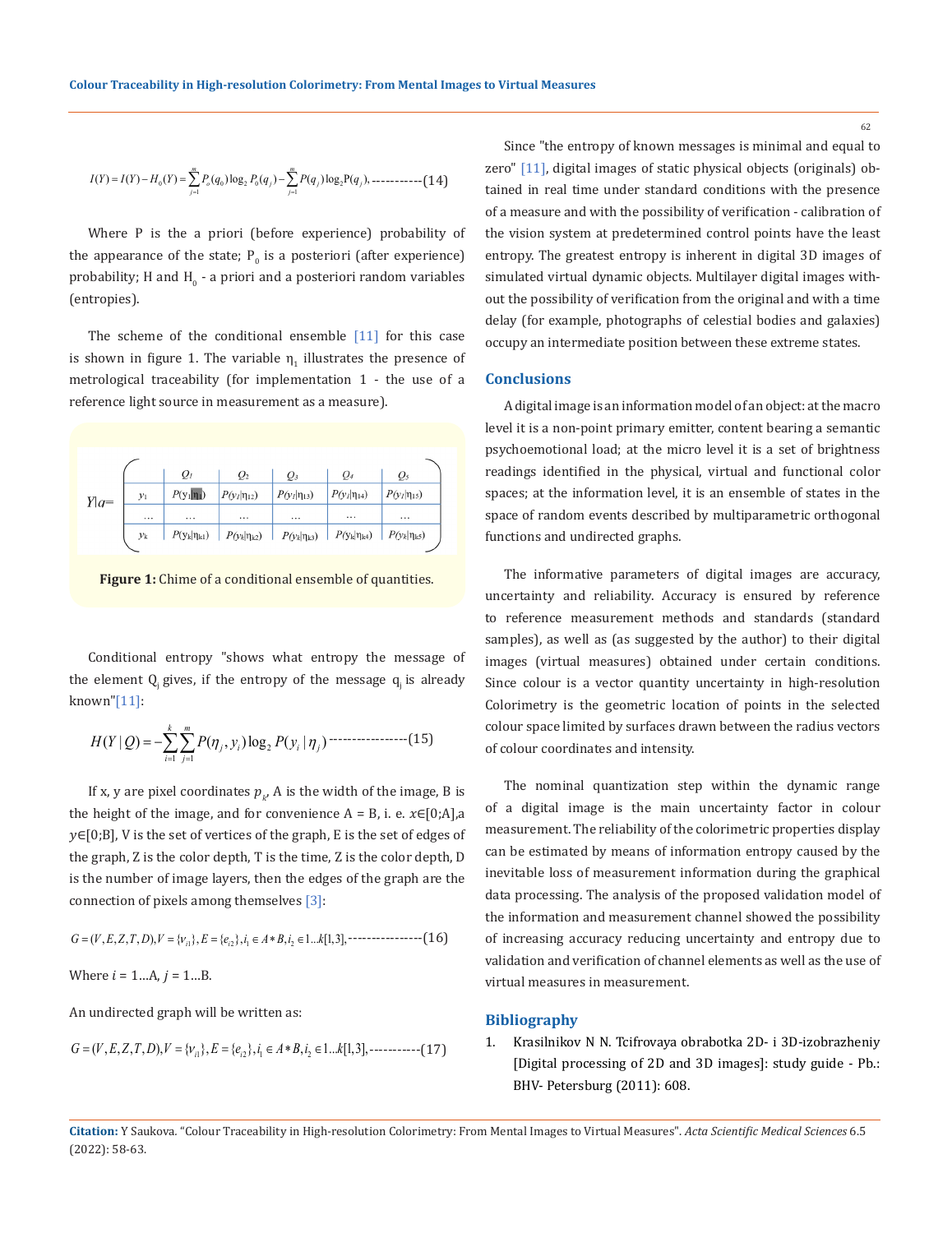$$I(Y) = I(Y) - H_0(Y) = \sum_{j=1}^{m} P_o(q_0)\log_2 P_0(q_j) - \sum_{j=1}^{m} P(q_j)\log_2 P(q_j), \text{-----------}(14)$$

Where P is the a priori (before experience) probability of the appearance of the state; $P_0$ is a posteriori (after experience) probability; H and $H_0$ - a priori and a posteriori random variables (entropies).

The scheme of the conditional ensemble [11] for this case is shown in figure 1. The variable $\eta_1$ illustrates the presence of metrological traceability (for implementation 1 - the use of a reference light source in measurement as a measure).

$Y|q=$

| | $Q_1$ | $Q_2$ | $Q_3$ | $Q_4$ | $Q_5$ |
|---|---|---|---|---|---|
| $y_1$ | $P(y_1\|\eta_{11})$ | $P(y_1\|\eta_{12})$ | $P(y_1\|\eta_{13})$ | $P(y_1\|\eta_{14})$ | $P(y_1\|\eta_{15})$ |
| … | … | … | … | … | … |
| $y_k$ | $P(y_k\|\eta_{k1})$ | $P(y_k\|\eta_{k2})$ | $P(y_k\|\eta_{k3})$ | $P(y_k\|\eta_{k4})$ | $P(y_k\|\eta_{k5})$ |

**Figure 1:** Chime of a conditional ensemble of quantities.

Conditional entropy "shows what entropy the message of the element $Q_j$ gives, if the entropy of the message $q_j$ is already known"[11]:

$$H(Y \mid Q) = -\sum_{i=1}^{k}\sum_{j=1}^{m} P(\eta_j, y_i)\log_2 P(y_i \mid \eta_j) \text{----------------}(15)$$

If x, y are pixel coordinates $p_k$, A is the width of the image, B is the height of the image, and for convenience A = B, i. e. $x \in [0;A]$,a $y \in [0;B]$, V is the set of vertices of the graph, E is the set of edges of the graph, Z is the color depth, T is the time, Z is the color depth, D is the number of image layers, then the edges of the graph are the connection of pixels among themselves [3]:

$$G = (V, E, Z, T, D), V = \{v_{i1}\}, E = \{e_{i2}\}, i_1 \in A * B, i_2 \in 1...k[1,3], \text{----------------}(16)$$

Where $i = 1...A$, $j = 1...B$.

An undirected graph will be written as:

$$G = (V, E, Z, T, D), V = \{v_{i1}\}, E = \{e_{i2}\}, i_1 \in A * B, i_2 \in 1...k[1,3], \text{-----------}(17)$$

Since "the entropy of known messages is minimal and equal to zero" [11], digital images of static physical objects (originals) obtained in real time under standard conditions with the presence of a measure and with the possibility of verification - calibration of the vision system at predetermined control points have the least entropy. The greatest entropy is inherent in digital 3D images of simulated virtual dynamic objects. Multilayer digital images without the possibility of verification from the original and with a time delay (for example, photographs of celestial bodies and galaxies) occupy an intermediate position between these extreme states.

## Conclusions

A digital image is an information model of an object: at the macro level it is a non-point primary emitter, content bearing a semantic psychoemotional load; at the micro level it is a set of brightness readings identified in the physical, virtual and functional color spaces; at the information level, it is an ensemble of states in the space of random events described by multiparametric orthogonal functions and undirected graphs.

The informative parameters of digital images are accuracy, uncertainty and reliability. Accuracy is ensured by reference to reference measurement methods and standards (standard samples), as well as (as suggested by the author) to their digital images (virtual measures) obtained under certain conditions. Since colour is a vector quantity uncertainty in high-resolution Colorimetry is the geometric location of points in the selected colour space limited by surfaces drawn between the radius vectors of colour coordinates and intensity.

The nominal quantization step within the dynamic range of a digital image is the main uncertainty factor in colour measurement. The reliability of the colorimetric properties display can be estimated by means of information entropy caused by the inevitable loss of measurement information during the graphical data processing. The analysis of the proposed validation model of the information and measurement channel showed the possibility of increasing accuracy reducing uncertainty and entropy due to validation and verification of channel elements as well as the use of virtual measures in measurement.

## Bibliography

1. Krasilnikov N N. Tcifrovaya obrabotka 2D- i 3D-izobrazheniy [Digital processing of 2D and 3D images]: study guide - Pb.: BHV- Petersburg (2011): 608.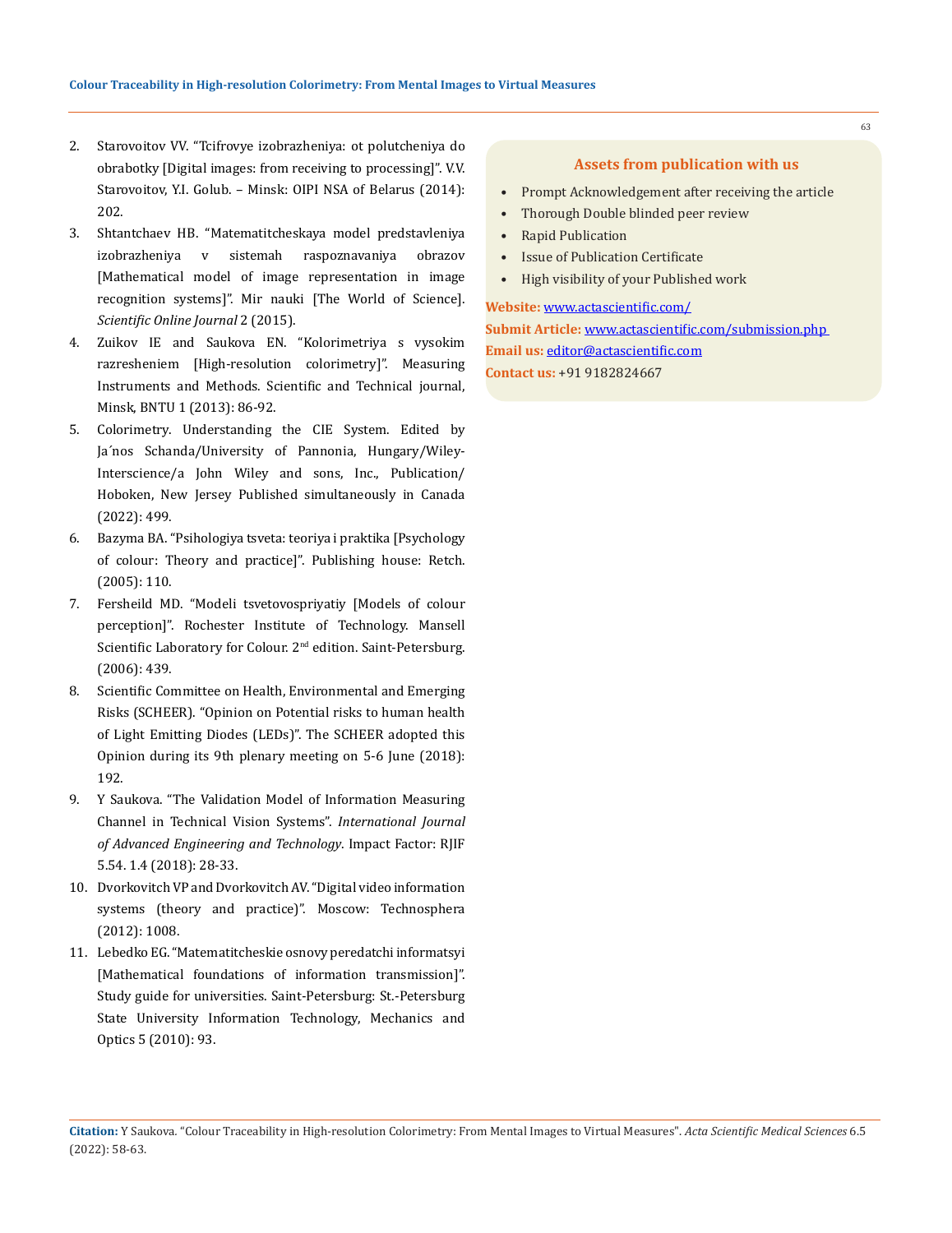2. Starovoitov VV. "Tcifrovye izobrazheniya: ot polutcheniya do obrabotky [Digital images: from receiving to processing]". V.V. Starovoitov, Y.I. Golub. – Minsk: OIPI NSA of Belarus (2014): 202.
3. Shtantchaev HB. "Matematitcheskaya model predstavleniya izobrazheniya v sistemah raspoznavaniya obrazov [Mathematical model of image representation in image recognition systems]". Mir nauki [The World of Science]. *Scientific Online Journal* 2 (2015).
4. Zuikov IE and Saukova EN. "Kolorimetriya s vysokim razresheniem [High-resolution colorimetry]". Measuring Instruments and Methods. Scientific and Technical journal, Minsk, BNTU 1 (2013): 86-92.
5. Colorimetry. Understanding the CIE System. Edited by Ja´nos Schanda/University of Pannonia, Hungary/Wiley-Interscience/a John Wiley and sons, Inc., Publication/ Hoboken, New Jersey Published simultaneously in Canada (2022): 499.
6. Bazyma BA. "Psihologiya tsveta: teoriya i praktika [Psychology of colour: Theory and practice]". Publishing house: Retch. (2005): 110.
7. Fersheild MD. "Modeli tsvetovospriyatiy [Models of colour perception]". Rochester Institute of Technology. Mansell Scientific Laboratory for Colour. 2nd edition. Saint-Petersburg. (2006): 439.
8. Scientific Committee on Health, Environmental and Emerging Risks (SCHEER). "Opinion on Potential risks to human health of Light Emitting Diodes (LEDs)". The SCHEER adopted this Opinion during its 9th plenary meeting on 5-6 June (2018): 192.
9. Y Saukova. "The Validation Model of Information Measuring Channel in Technical Vision Systems". *International Journal of Advanced Engineering and Technology*. Impact Factor: RJIF 5.54. 1.4 (2018): 28-33.
10. Dvorkovitch VP and Dvorkovitch AV. "Digital video information systems (theory and practice)". Moscow: Technosphera (2012): 1008.
11. Lebedko EG. "Matematitcheskie osnovy peredatchi informatsyi [Mathematical foundations of information transmission]". Study guide for universities. Saint-Petersburg: St.-Petersburg State University Information Technology, Mechanics and Optics 5 (2010): 93.

### Assets from publication with us

- Prompt Acknowledgement after receiving the article
- Thorough Double blinded peer review
- Rapid Publication
- Issue of Publication Certificate
- High visibility of your Published work

**Website:** www.actascientific.com/
**Submit Article:** www.actascientific.com/submission.php
**Email us:** editor@actascientific.com
**Contact us:** +91 9182824667